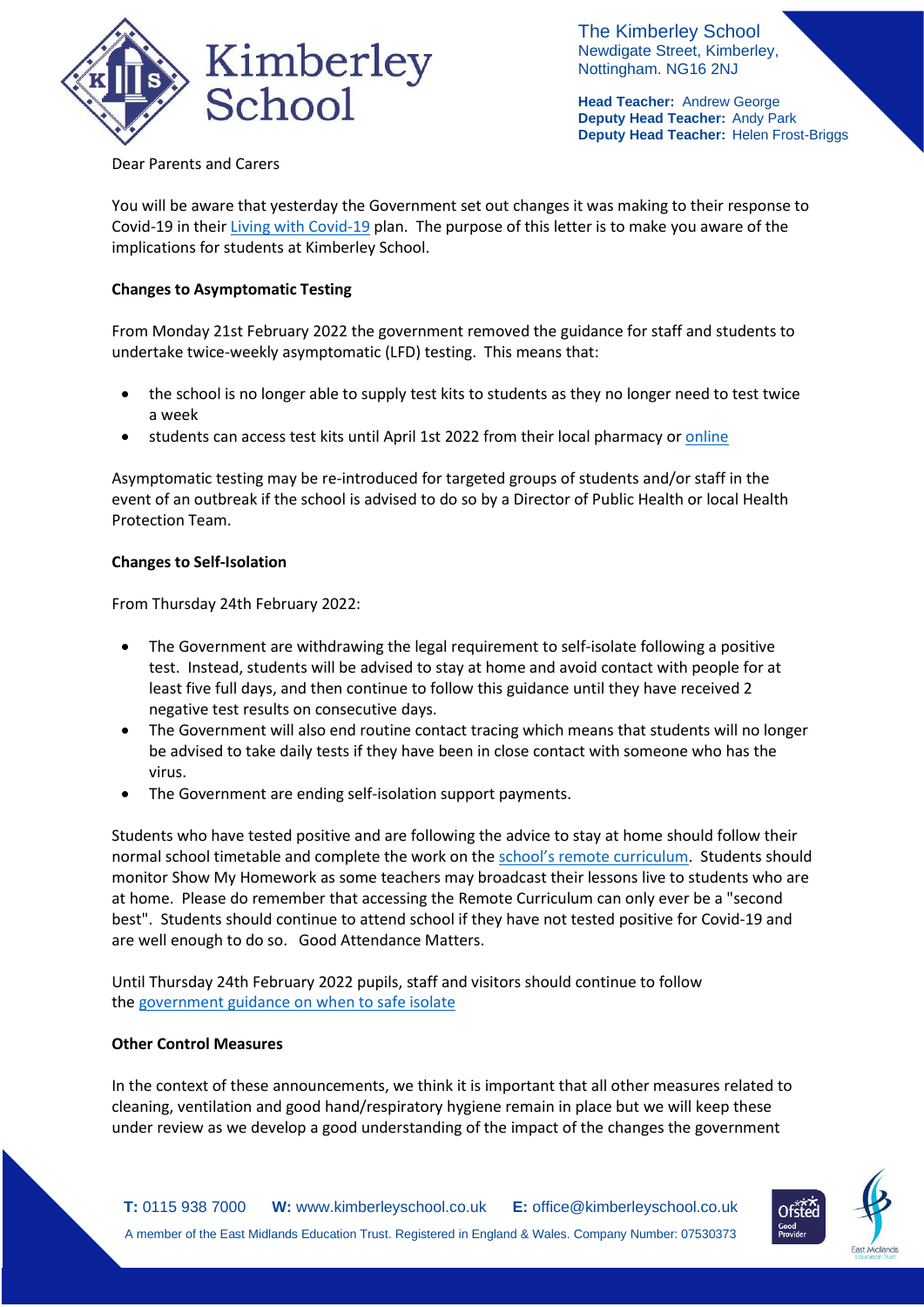**The Kimberley School**
Newdigate Street, Kimberley,
Nottingham. NG16 2NJ

**Head Teacher:** Andrew George
**Deputy Head Teacher:** Andy Park
**Deputy Head Teacher:** Helen Frost-Briggs

Dear Parents and Carers

You will be aware that yesterday the Government set out changes it was making to their response to Covid-19 in their Living with Covid-19 plan. The purpose of this letter is to make you aware of the implications for students at Kimberley School.

**Changes to Asymptomatic Testing**

From Monday 21st February 2022 the government removed the guidance for staff and students to undertake twice-weekly asymptomatic (LFD) testing. This means that:

- the school is no longer able to supply test kits to students as they no longer need to test twice a week
- students can access test kits until April 1st 2022 from their local pharmacy or online

Asymptomatic testing may be re-introduced for targeted groups of students and/or staff in the event of an outbreak if the school is advised to do so by a Director of Public Health or local Health Protection Team.

**Changes to Self-Isolation**

From Thursday 24th February 2022:

- The Government are withdrawing the legal requirement to self-isolate following a positive test. Instead, students will be advised to stay at home and avoid contact with people for at least five full days, and then continue to follow this guidance until they have received 2 negative test results on consecutive days.
- The Government will also end routine contact tracing which means that students will no longer be advised to take daily tests if they have been in close contact with someone who has the virus.
- The Government are ending self-isolation support payments.

Students who have tested positive and are following the advice to stay at home should follow their normal school timetable and complete the work on the school's remote curriculum. Students should monitor Show My Homework as some teachers may broadcast their lessons live to students who are at home. Please do remember that accessing the Remote Curriculum can only ever be a "second best". Students should continue to attend school if they have not tested positive for Covid-19 and are well enough to do so. Good Attendance Matters.

Until Thursday 24th February 2022 pupils, staff and visitors should continue to follow the government guidance on when to safe isolate

**Other Control Measures**

In the context of these announcements, we think it is important that all other measures related to cleaning, ventilation and good hand/respiratory hygiene remain in place but we will keep these under review as we develop a good understanding of the impact of the changes the government

**T:** 0115 938 7000 **W:** www.kimberleyschool.co.uk **E:** office@kimberleyschool.co.uk
A member of the East Midlands Education Trust. Registered in England & Wales. Company Number: 07530373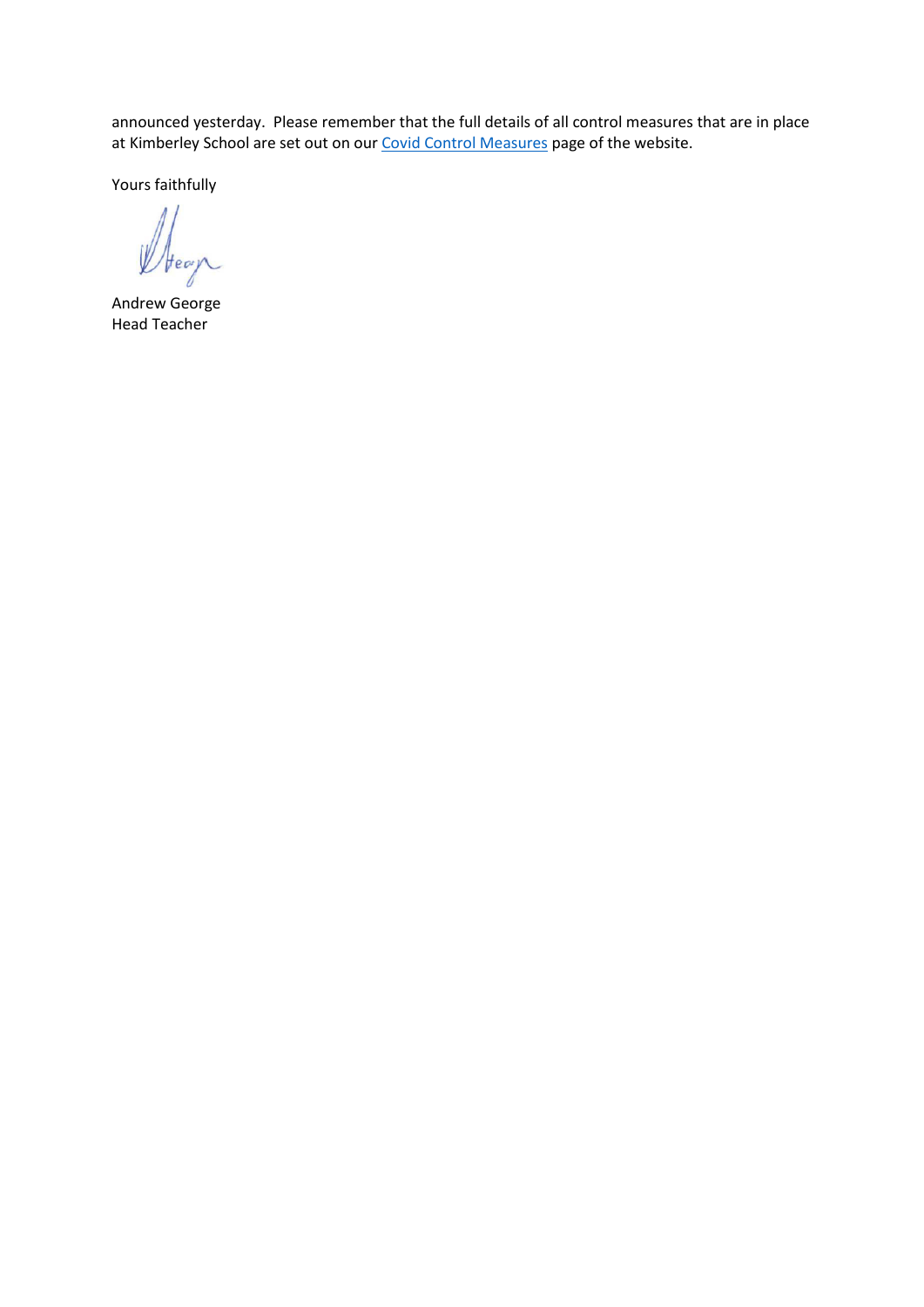announced yesterday. Please remember that the full details of all control measures that are in place at Kimberley School are set out on our [Covid Control Measures] page of the website.

Yours faithfully

Andrew George
Head Teacher